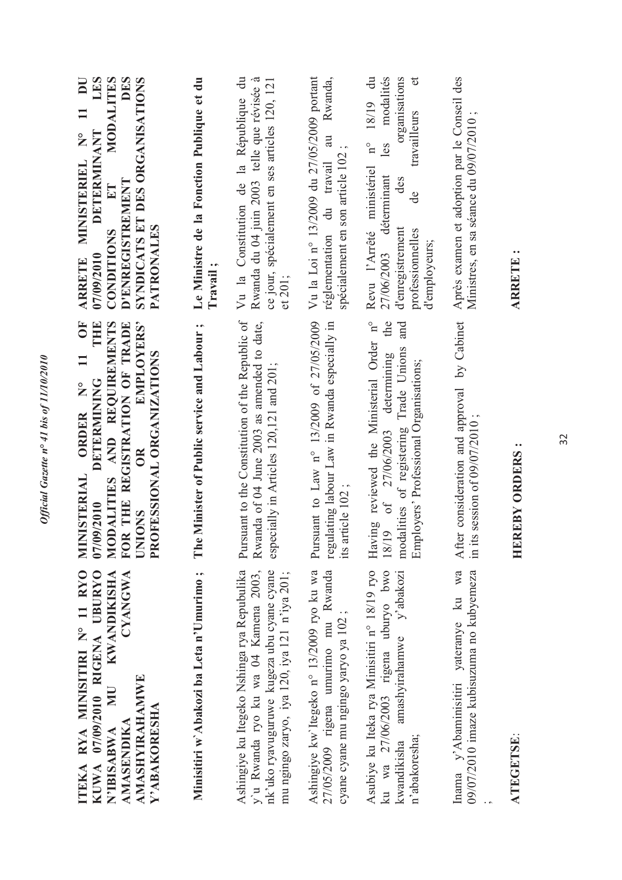**ITEKA RYA MINISITIRI N° 11 RYO KUWA 07/09/2010 RIGENA UBURYO N'IBISABWA MU KWANDIKISHA AMASENDIKA CYANGWA AMASHYIRAHAMWE Y'ABAKORESHA**

**Minisitiri w'Abakozi ba Leta n'Umurimo ;**

Ashingiye ku Itegeko Nshinga rya Repubulika y'u Rwanda ryo ku wa 04 Kamena 2003, nk'uko ryavuguruwe kugeza ubu cyane cyane mu ngingo zaryo, iya 120, iya 121 n'iya 201;

Ashingiye kw'Itegeko n° 13/2009 ryo ku wa 27/05/2009 rigena umurimo mu Rwanda cyane cyane mu ngingo yaryo ya 102 ;

Asubiye ku Iteka rya Minisitiri n° 18/19 ryo ku wa 27/06/2003 rigena uburyo bwo kwandikisha amashyirahamwe y'abakozi n'abakoresha;

Inama y'Abaminisitiri yateranye ku wa 09/07/2010 imaze kubisuzuma no kubyemeza ;

**ATEGETSE**:

**MINISTERIAL ORDER N° 11 OF 07/09/2010 DETERMINING THE MODALITIES AND REQUIREMENTS FOR THE REGISTRATION OF TRADE UNIONS OR EMPLOYERS' PROFESSIONAL ORGANIZATIONS**

**The Minister of Public service and Labour ;**

Pursuant to the Constitution of the Republic of Rwanda of 04 June 2003 as amended to date, especially in Articles 120,121 and 201;

Pursuant to Law n° 13/2009 of 27/05/2009 regulating labour Law in Rwanda especially in its article 102 ;

Having reviewed the Ministerial Order n° 18/19 of 27/06/2003 determining the modalities of registering Trade Unions and Employers' Professional Organisations;

After consideration and approval by Cabinet in its session of 09/07/2010 ;

**HEREBY ORDERS :**

**ARRETE MINISTERIEL N° 11 DU 07/09/2010 DETERMINANT LES CONDITIONS ET MODALITES D'ENREGISTREMENT DES SYNDICATS ET DES ORGANISATIONS PATRONALES**

**Le Ministre de la Fonction Publique et du Travail ;**

Vu la Constitution de la République du Rwanda du 04 juin 2003 telle que révisée à ce jour, spécialement en ses articles 120, 121 et 201;

Vu la Loi n° 13/2009 du 27/05/2009 portant réglementation du travail au Rwanda, spécialement en son article 102 ;

Revu l'Arrêté ministériel n° 18/19 du 27/06/2003 déterminant les modalités d'enregistrement des organisations professionnelles de travailleurs et d'employeurs;

Après examen et adoption par le Conseil des Ministres, en sa séance du 09/07/2010 ;

**ARRETE :**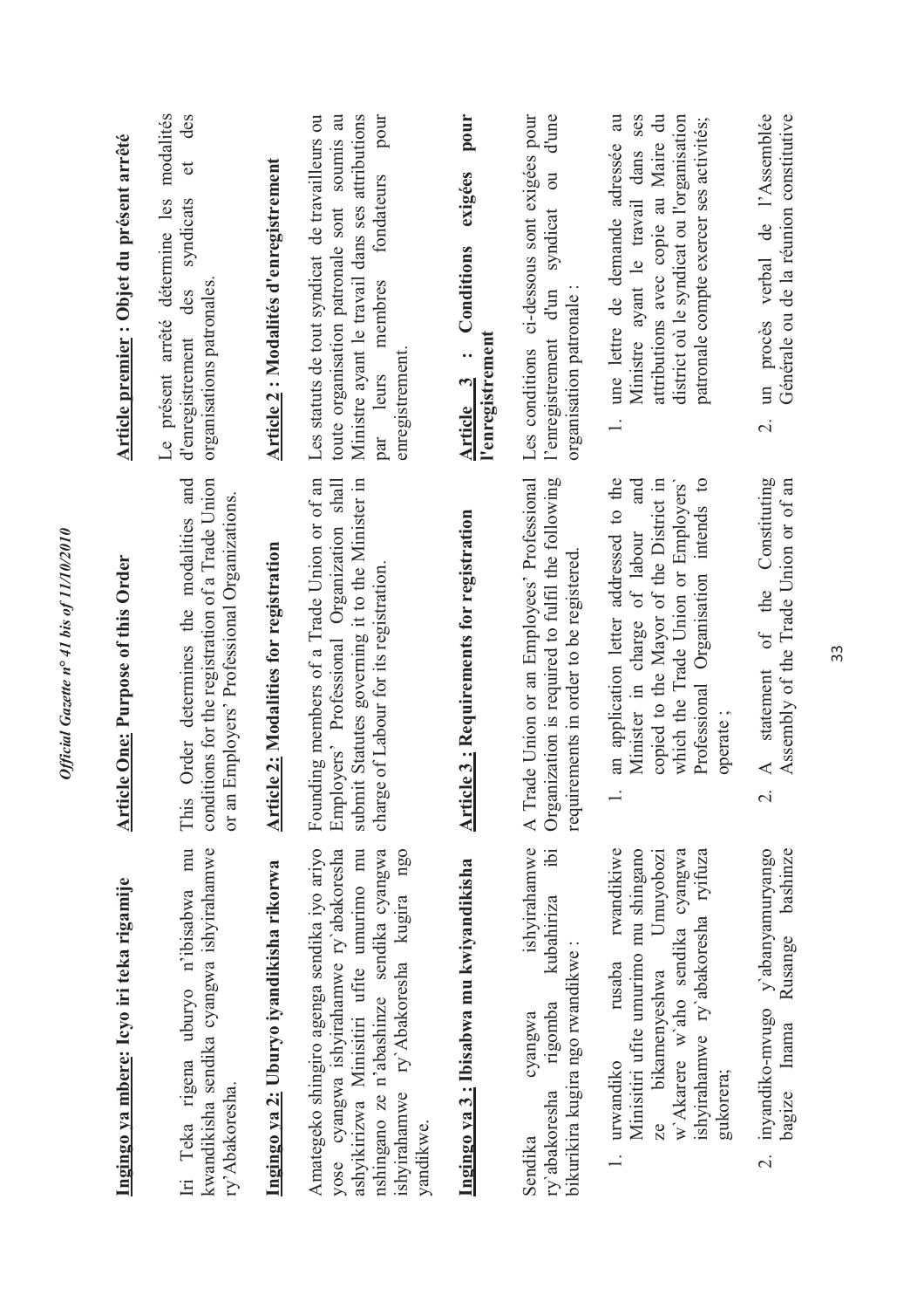**Ingingo ya mbere: Icyo iri teka rigamije**

Iri Teka rigena uburyo n'ibisabwa mu kwandikisha sendika cyangwa ishyirahamwe ry'Abakoresha.

**Ingingo ya 2: Uburyo iyandikisha rikorwa**

Amategeko shingiro agenga sendika iyo ariyo yose cyangwa ishyirahamwe ry'abakoresha ashyikirizwa Minisitiri ufite umurimo mu nshingano ze n'abashinze sendika cyangwa ishyirahamwe ry'Abakoresha kugira ngo yandikwe.

**Ingingo ya 3 : Ibisabwa mu kwiyandikisha**

Sendika cyangwa ishyirahamwe ry'abakoresha rigomba kubahiriza ibi bikurikira kugira ngo rwandikwe :

1. urwandiko rusaba rwandikiwe Minisitiri ufite umurimo mu shingano ze bikamenyeshwa Umuyobozi w'Akarere w'aho sendika cyangwa ishyirahamwe ry'abakoresha ryifuza gukorera;

2. inyandiko-mvugo y'abanyamuryango bagize Inama Rusange bashinze

**Article One: Purpose of this Order**

This Order determines the modalities and conditions for the registration of a Trade Union or an Employers' Professional Organizations.

**Article 2: Modalities for registration**

Founding members of a Trade Union or of an Employers' Professional Organization shall submit Statutes governing it to the Minister in charge of Labour for its registration.

**Article 3 : Requirements for registration**

A Trade Union or an Employees' Professional Organization is required to fulfil the following requirements in order to be registered.

1. an application letter addressed to the Minister in charge of labour and copied to the Mayor of the District in which the Trade Union or Employers' Professional Organisation intends to operate ;

2. A statement of the Constituting Assembly of the Trade Union or of an

**Article premier : Objet du présent arrêté**

Le présent arrêté détermine les modalités d'enregistrement des syndicats et des organisations patronales.

**Article 2 : Modalités d'enregistrement**

Les statuts de tout syndicat de travailleurs ou toute organisation patronale sont soumis au Ministre ayant le travail dans ses attributions par leurs membres fondateurs pour enregistrement.

**Article 3 : Conditions exigées pour l'enregistrement**

Les conditions ci-dessous sont exigées pour l'enregistrement d'un syndicat ou d'une organisation patronale :

1. une lettre de demande adressée au Ministre ayant le travail dans ses attributions avec copie au Maire du district où le syndicat ou l'organisation patronale compte exercer ses activités;

2. un procès verbal de l'Assemblée Générale ou de la réunion constitutive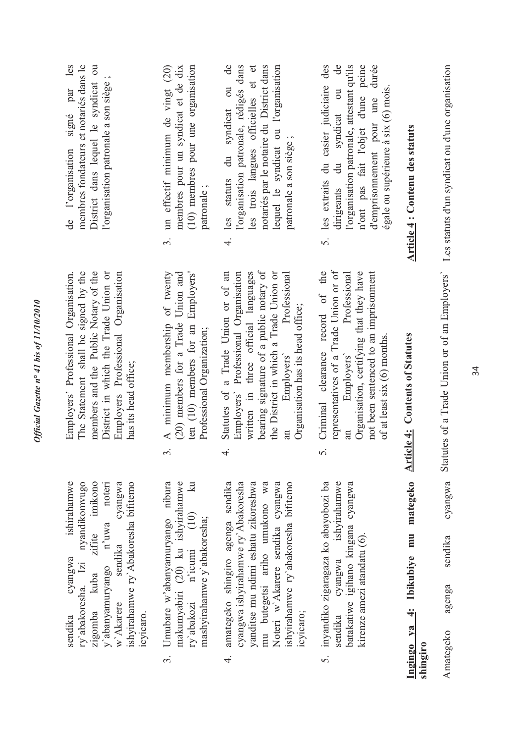sendika cyangwa ishirahamwe ry'abakoresha. Izi nyandikomvugo zigomba kuba zifite imikono y'abanyamuryango n'uwa noteri w'Akarere sendika cyangwa ishyirahamwe ry'Abakoresha bifitemo icyicaro.

3. Umubare w'abanyamuryango nibura makumyabiri (20) ku ishyirahamwe ry'abakozi n'icumi (10) ku mashyirahamwe y'abakoresha;

4. amategeko shingiro agenga sendika cyangwa ishyirahamwe ry'Abakoresha yanditse mu ndimi eshatu zikoreshwa mu butegetsi ariho umukono wa Noteri w'Akarere sendika cyangwa ishyirahamwe ry'abakoresha bifitemo icyicaro;

5. inyandiko zigaragaza ko abayobozi ba sendika cyangwa ishyirahamwe batakatiwe igihano kingana cyangwa kirenze amezi atandatu (6).

**Ingingo ya 4: Ibikubiye mu mategeko shingiro**

Amategeko agenga sendika cyangwa

Employers' Professional Organisation. The Statement shall be signed by the members and the Public Notary of the District in which the Trade Union or Employers Professional Organisation has its head office;

3. A minimum membership of twenty (20) members for a Trade Union and ten (10) members for an Employers' Professional Organization;

4. Statutes of a Trade Union or of an Employers' Professional Organisation written in three official languages bearing signature of a public notary of the District in which a Trade Union or an Employers' Professional Organisation has its head office;

5. Criminal clearance record of the representatives of a Trade Union or of an Employers' Professional Organisation, certifying that they have not been sentenced to an imprisonment of at least six (6) months.

**Article 4: Contents of Statutes**

Statutes of a Trade Union or of an Employers'

de l'organisation signé par les membres fondateurs et notariés dans le District dans lequel le syndicat ou l'organisation patronale a son siège ;

3. un effectif minimum de vingt (20) membres pour un syndicat et de dix (10) membres pour une organisation patronale ;

4. les statuts du syndicat ou de l'organisation patronale, rédigés dans les trois langues officielles et et notariés par le notaire du District dans lequel le syndicat ou l'organisation patronale a son siège ;

5. les extraits du casier judiciaire des dirigeants du syndicat ou de l'organisation patronale, attestant qu'ils n'ont pas fait l'objet d'une peine d'emprisonnement pour une durée égale ou supérieure à six (6) mois.

**Article 4 : Contenu des statuts**

Les statuts d'un syndicat ou d'une organisation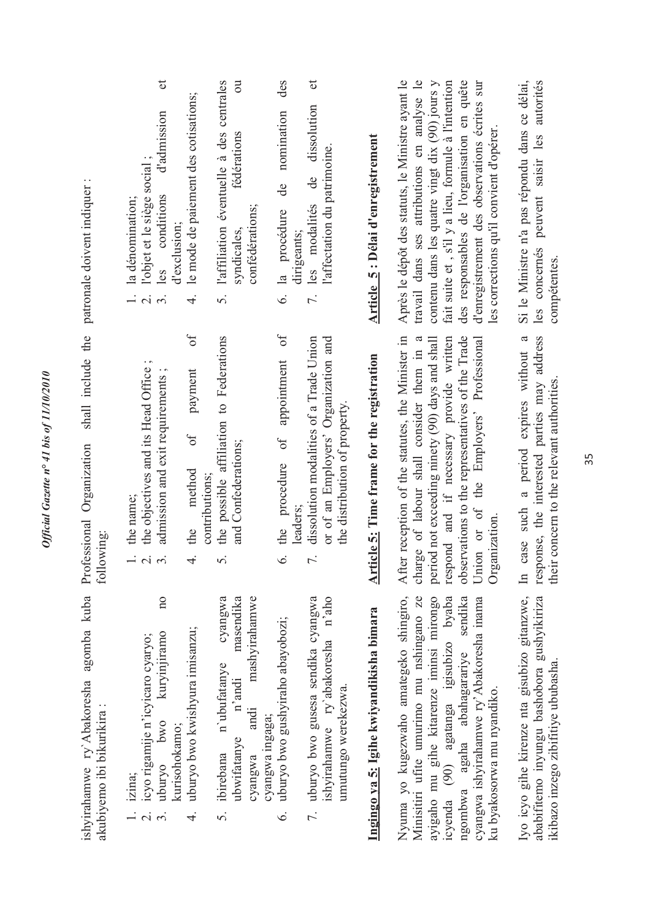ishyirahamwe ry'Abakoresha agomba kuba akubiyemo ibi bikurikira :

1. izina;
2. icyo rigamije n'icyicaro cyaryo;
3. uburyo bwo kuryinjiramo no kurisohokamo;
4. uburyo bwo kwishyura imisanzu;
5. ibirebana n'ubufatanye cyangwa ubwifatanye n'andi masendika cyangwa andi mashyirahamwe cyangwa ingaga;
6. uburyo bwo gushyiraho abayobozi;
7. uburyo bwo gusesa sendika cyangwa ishyirahamwe ry'abakoresha n'aho umutungo werekezwa.

Professional Organization shall include the following:

1. the name;
2. the objectives and its Head Office ;
3. admission and exit requirements ;
4. the method of payment of contributions;
5. the possible affiliation to Federations and Confederations;
6. the procedure of appointment of leaders;
7. dissolution modalities of a Trade Union or of an Employers' Organization and the distribution of property.

patronale doivent indiquer :

1. la dénomination;
2. l'objet et le siège social ;
3. les conditions d'admission et d'exclusion;
4. le mode de paiement des cotisations;
5. l'affiliation éventuelle à des centrales syndicales, fédérations ou confédérations;
6. la procédure de nomination des dirigeants;
7. les modalités de dissolution et l'affectation du patrimoine.

## Ingingo ya 5: Igihe cyo kwiyandikisha bimara

Nyuma yo kugezwaho amategeko shingiro, Minisitiri ufite umurimo mu nshingano ze ayigaho mu gihe kitarenze iminsi mirongo icyenda (90) agatanga igisubizo byaba ngombwa agaha abahagarariye sendika cyangwa ishyirahamwe ry'Abakoresha inama ku byakosorwa mu nyandiko.

Iyo icyo gihe kirenze nta gisubizo gitanzwe, ababifitemo inyungu bashobora gushyikiriza ikibazo inzego zibifitiye ububasha.

## Article 5: Time frame for the registration

After reception of the statutes, the Minister in charge of labour shall consider them in a period not exceeding ninety (90) days and shall respond and if necessary provide written observations to the representatives of the Trade Union or of the Employers' Professional Organization.

In case such a period expires without a response, the interested parties may address their concern to the relevant authorities.

## Article 5 : Délai d'enregistrement

Après le dépôt des statuts, le Ministre ayant le travail dans ses attributions en analyse le contenu dans les quatre vingt dix (90) jours y fait suite et , s'il y a lieu, formule à l'intention des responsables de l'organisation en quête d'enregistrement des observations écrites sur les corrections qu'il convient d'opérer.

Si le Ministre n'a pas répondu dans ce délai, les concernés peuvent saisir les autorités compétentes.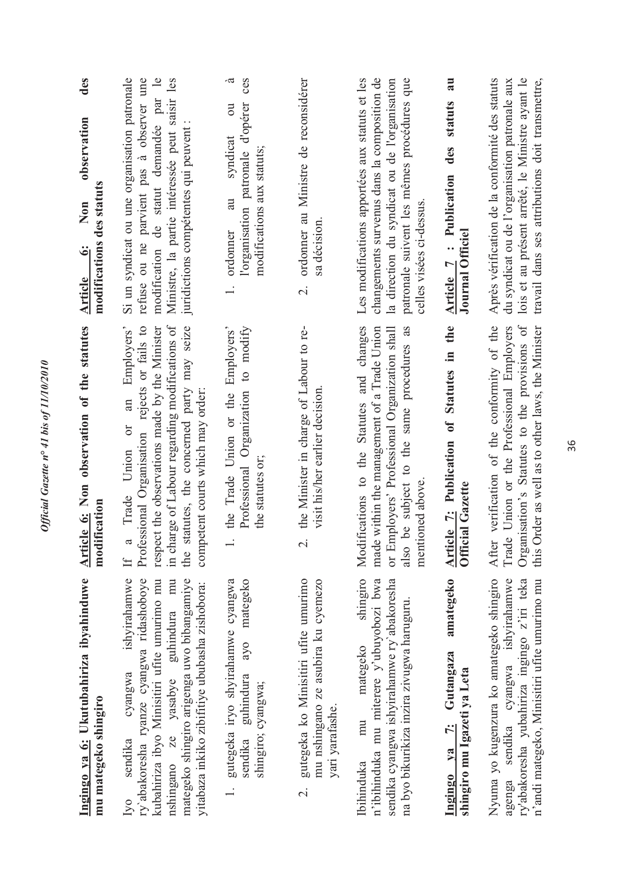**Ingingo ya 6: Ukutubahiriza ibyahinduwe mu mategeko shingiro**

Iyo sendika cyangwa ishyirahamwe ry'abakoresha ryanze cyangwa ridashoboye kubahiriza ibyo Minisitiri ufite umurimo mu nshingano ze yasabye guhindura mu mategeko shingiro arigenga uwo bibangamiye yitabaza inkiko zibifitiye ububasha zishobora:

1. gutegeka iryo shyirahamwe cyangwa sendika guhindura ayo mategeko shingiro; cyangwa;

2. gutegeka ko Minisitiri ufite umurimo mu nshingano ze asubira ku cyemezo yari yarafashe.

Ibihinduka mu mategeko shingiro n'ibihinduka mu miterere y'ubuyobozi bwa sendika cyangwa ishyirahamwe ry'abakoresha na byo bikurikiza inzira zivugwa haruguru.

**Ingingo ya 7: Gutangaza amategeko shingiro mu Igazeti ya Leta**

Nyuma yo kugenzura ko amategeko shingiro agenga sendika cyangwa ishyirahamwe ry'abakoresha yubahiriza ingingo z'iri teka n'andi mategeko, Minisitiri ufite umurimo mu

**Article 6: Non observation of the statutes modification**

If a Trade Union or an Employers' Professional Organisation rejects or fails to respect the observations made by the Minister in charge of Labour regarding modifications of the statutes, the concerned party may seize competent courts which may order:

1. the Trade Union or the Employers' Professional Organization to modify the statutes or;

2. the Minister in charge of Labour to re-visit his/her earlier decision.

Modifications to the Statutes and changes made within the management of a Trade Union or Employers' Professional Organization shall also be subject to the same procedures as mentioned above.

**Article 7: Publication of Statutes in the Official Gazette**

After verification of the conformity of the Trade Union or the Professional Employers Organisation's Statutes to the provisions of this Order as well as to other laws, the Minister

**Article 6: Non observation des modifications des statuts**

Si un syndicat ou une organisation patronale refuse ou ne parvient pas à observer une modification de statut demandée par le Ministre, la partie intéressée peut saisir les juridictions compétentes qui peuvent :

1. ordonner au syndicat ou à l'organisation patronale d'opérer ces modifications aux statuts;

2. ordonner au Ministre de reconsidérer sa décision.

Les modifications apportées aux statuts et les changements survenus dans la composition de la direction du syndicat ou de l'organisation patronale suivent les mêmes procédures que celles visées ci-dessus.

**Article 7 : Publication des statuts au Journal Officiel**

Après vérification de la conformité des statuts du syndicat ou de l'organisation patronale aux lois et au présent arrêté, le Ministre ayant le travail dans ses attributions doit transmettre,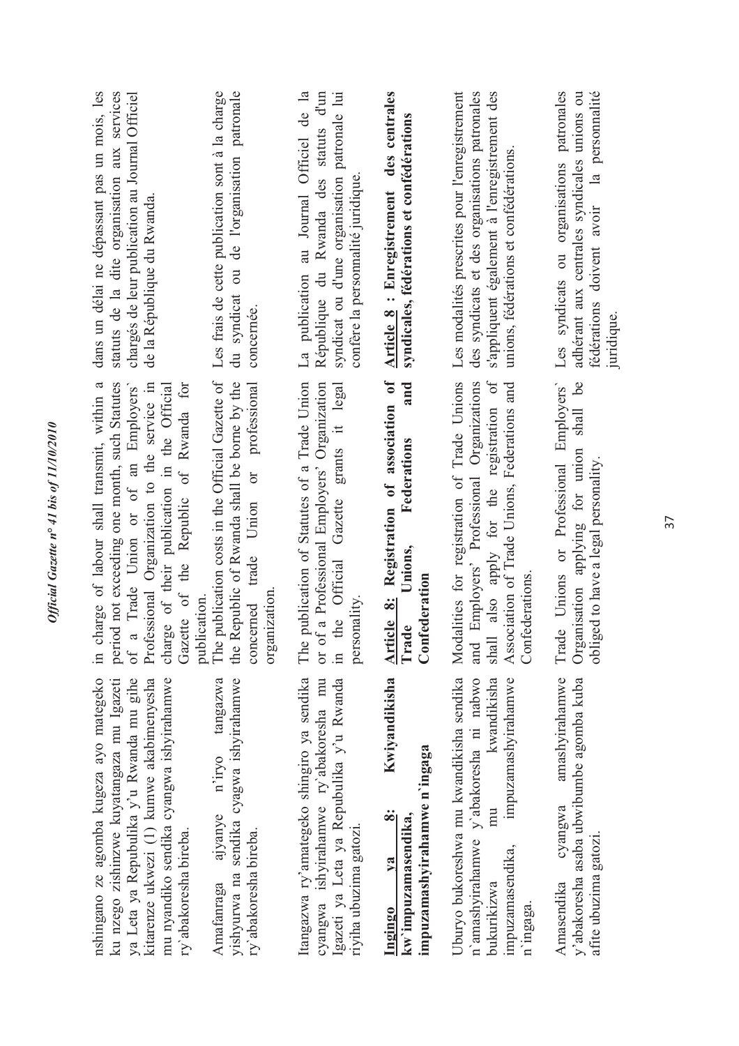nshingano ze agomba kugeza ayo mategeko ku nzego zishinzwe kuyatangaza mu Igazeti ya Leta ya Repubulika y'u Rwanda mu gihe kitarenze ukwezi (1) kumwe akabimenyesha mu nyandiko sendika cyangwa ishyirahamwe ry'abakoresha bireba.

in charge of labour shall transmit, within a period not exceeding one month, such Statutes of a Trade Union or of an Employers' Professional Organization to the service in charge of their publication in the Official Gazette of the Republic of Rwanda for publication.

dans un délai ne dépassant pas un mois, les statuts de la dite organisation aux services chargés de leur publication au Journal Officiel de la République du Rwanda.

Amafaranga ajyanye n'iryo tangazwa yishyurwa na sendika cyagwa ishyirahamwe ry'abakoresha bireba.

The publication costs in the Official Gazette of the Republic of Rwanda shall be borne by the concerned trade Union or professional organization.

Les frais de cette publication sont à la charge du syndicat ou de l'organisation patronale concernée.

Itangazwa ry'amategeko shingiro ya sendika cyangwa ishyirahamwe ry'abakoresha mu Igazeti ya Leta ya Repubulika y'u Rwanda riyiha ubuzima gatozi.

The publication of Statutes of a Trade Union or of a Professional Employers' Organization in the Official Gazette grants it legal personality.

La publication au Journal Officiel de la République du Rwanda des statuts d'un syndicat ou d'une organisation patronale lui confère la personnalité juridique.

**Ingingo ya 8: Kwiyandikisha kw'impuzamasendika, impuzamashyirahamwe n'ingaga**

**Article 8: Registration of association of Trade Unions, Federations and Confederation**

**Article 8 : Enregistrement des centrales syndicales, fédérations et confédérations**

Uburyo bukoreshwa mu kwandikisha sendika n'amashyirahamwe y'abakoresha ni nabwo bukurikizwa mu kwandikisha impuzamasendika, impuzamashyirahamwe n'ingaga.

Modalities for registration of Trade Unions and Employers' Professional Organizations shall also apply for the registration of Association of Trade Unions, Federations and Confederations.

Les modalités prescrites pour l'enregistrement des syndicats et des organisations patronales s'appliquent également à l'enregistrement des unions, fédérations et confédérations.

Amasendika cyangwa amashyirahamwe y'abakoresha asaba ubwibumbe agomba kuba afite ubuzima gatozi.

Trade Unions or Professional Employers' Organisation applying for union shall be obliged to have a legal personality.

Les syndicats ou organisations patronales adhérant aux centrales syndicales unions ou fédérations doivent avoir la personnalité juridique.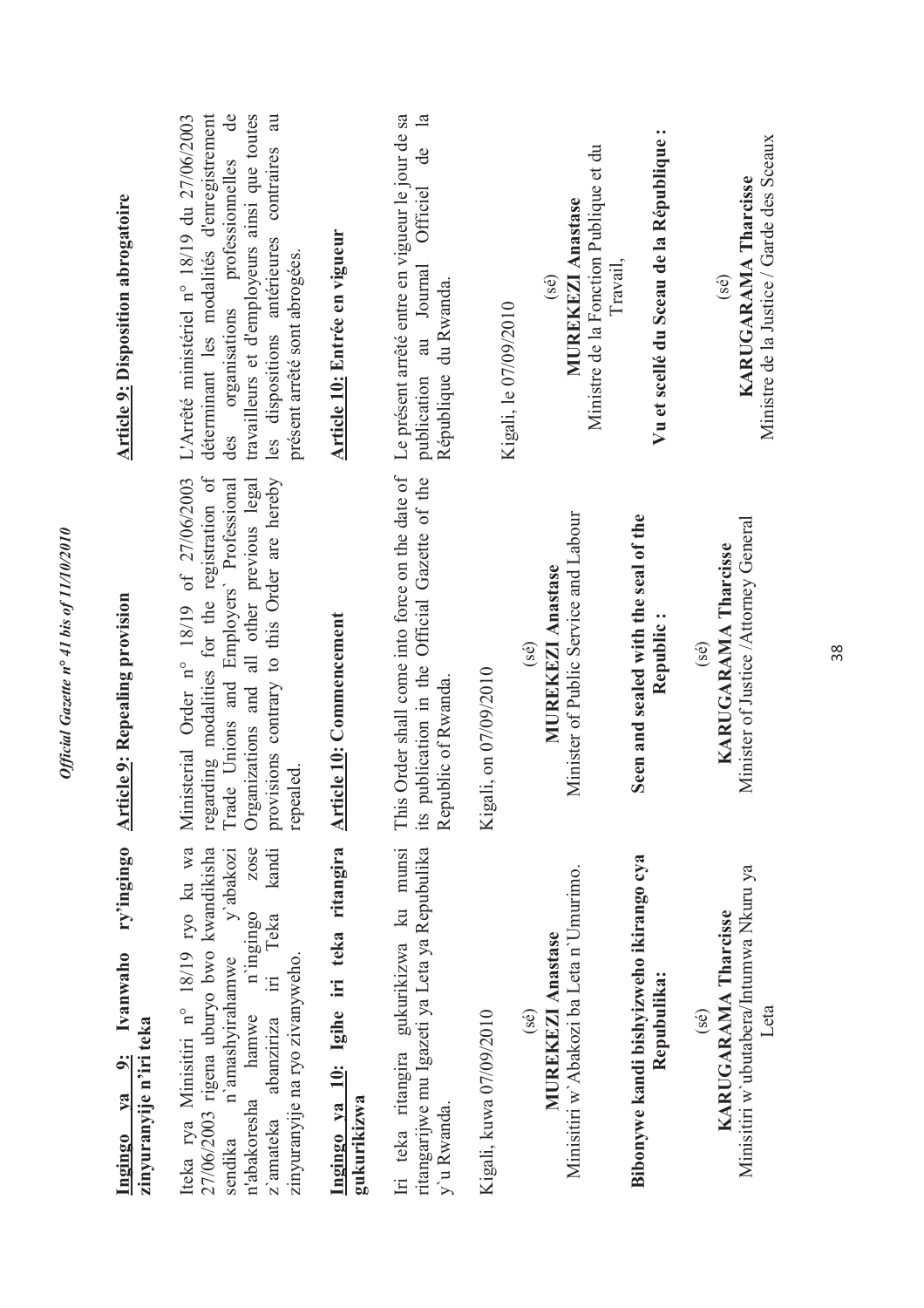**Ingingo ya 9: Ivanwaho ry'ingingo zinyuranyije n'iri teka**

Iteka rya Minisitiri n° 18/19 ryo ku wa 27/06/2003 rigena uburyo bwo kwandikisha sendika n'amashyirahamwe y'abakozi n'abakoresha hamwe n'ingingo zose z'amateka abanziriza iri Teka kandi zinyuranyije na ryo zivanyweho.

**Ingingo ya 10: Igihe iri teka ritangira gukurikizwa**

Iri teka ritangira gukurikizwa ku munsi ritangarijwe mu Igazeti ya Leta ya Repubulika y'u Rwanda.

Kigali, kuwa 07/09/2010

(sé)
**MUREKEZI Anastase**
Minisitiri w'Abakozi ba Leta n'Umurimo.

**Bibonywe kandi bishyizweho ikirango cya Repubulika:**

(sé)
**KARUGARAMA Tharcisse**
Minisitiri w'ubutabera/Intumwa Nkuru ya Leta

**Article 9: Repealing provision**

Ministerial Order n° 18/19 of 27/06/2003 regarding modalities for the registration of Trade Unions and Employers' Professional Organizations and all other previous legal provisions contrary to this Order are hereby repealed.

**Article 10: Commencement**

This Order shall come into force on the date of its publication in the Official Gazette of the Republic of Rwanda.

Kigali, on 07/09/2010

(sé)
**MUREKEZI Anastase**
Minister of Public Service and Labour

**Seen and sealed with the seal of the Republic :**

(sé)
**KARUGARAMA Tharcisse**
Minister of Justice /Attorney General

**Article 9: Disposition abrogatoire**

L'Arrêté ministériel n° 18/19 du 27/06/2003 déterminant les modalités d'enregistrement des organisations professionnelles de travailleurs et d'employeurs ainsi que toutes les dispositions antérieures contraires au présent arrêté sont abrogées.

**Article 10: Entrée en vigueur**

Le présent arrêté entre en vigueur le jour de sa publication au Journal Officiel de la République du Rwanda.

Kigali, le 07/09/2010

(sé)
**MUREKEZI Anastase**
Ministre de la Fonction Publique et du Travail,

**Vu et scellé du Sceau de la République :**

(sé)
**KARUGARAMA Tharcisse**
Ministre de la Justice / Garde des Sceaux